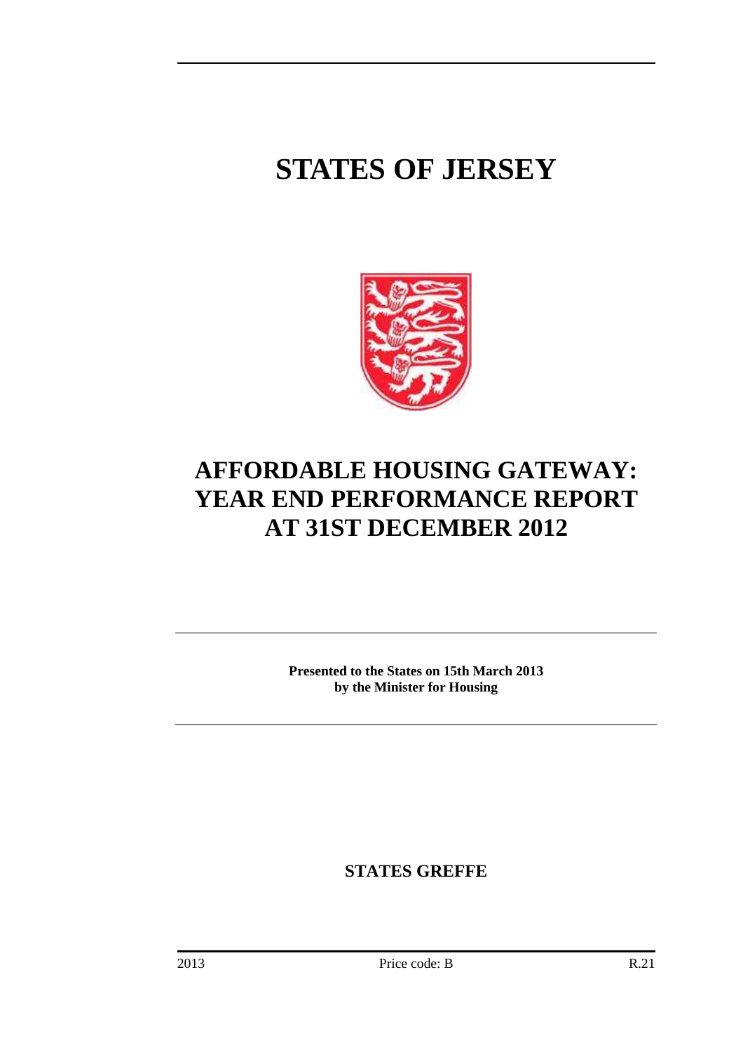# STATES OF JERSEY

# AFFORDABLE HOUSING GATEWAY: YEAR END PERFORMANCE REPORT AT 31ST DECEMBER 2012

**Presented to the States on 15th March 2013 by the Minister for Housing**

**STATES GREFFE**

2013 Price code: B R.21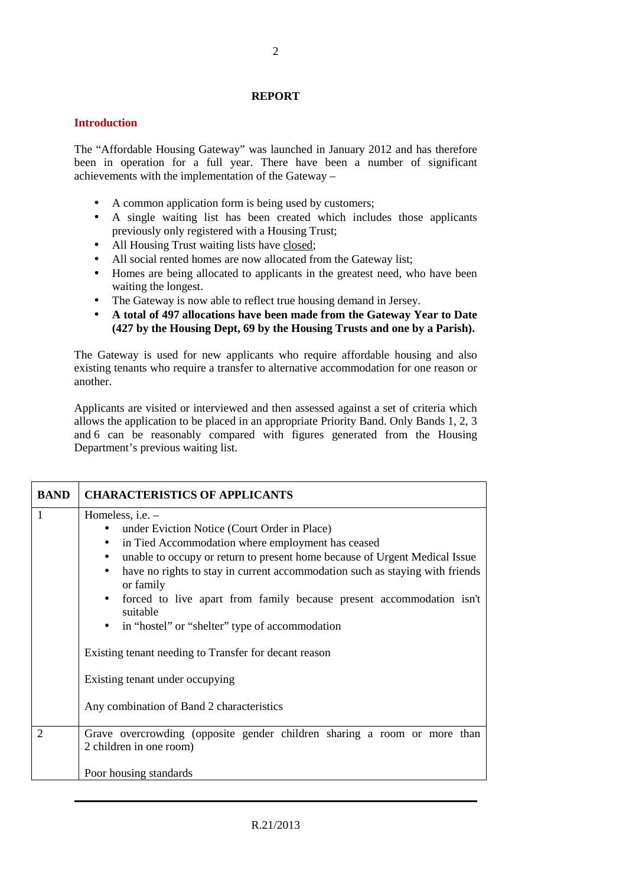## REPORT

### Introduction

The "Affordable Housing Gateway" was launched in January 2012 and has therefore been in operation for a full year. There have been a number of significant achievements with the implementation of the Gateway –

- A common application form is being used by customers;
- A single waiting list has been created which includes those applicants previously only registered with a Housing Trust;
- All Housing Trust waiting lists have closed;
- All social rented homes are now allocated from the Gateway list;
- Homes are being allocated to applicants in the greatest need, who have been waiting the longest.
- The Gateway is now able to reflect true housing demand in Jersey.
- **A total of 497 allocations have been made from the Gateway Year to Date (427 by the Housing Dept, 69 by the Housing Trusts and one by a Parish).**

The Gateway is used for new applicants who require affordable housing and also existing tenants who require a transfer to alternative accommodation for one reason or another.

Applicants are visited or interviewed and then assessed against a set of criteria which allows the application to be placed in an appropriate Priority Band. Only Bands 1, 2, 3 and 6 can be reasonably compared with figures generated from the Housing Department's previous waiting list.

| BAND | CHARACTERISTICS OF APPLICANTS |
|---|---|
| 1 | Homeless, i.e. –<br>• under Eviction Notice (Court Order in Place)<br>• in Tied Accommodation where employment has ceased<br>• unable to occupy or return to present home because of Urgent Medical Issue<br>• have no rights to stay in current accommodation such as staying with friends or family<br>• forced to live apart from family because present accommodation isn't suitable<br>• in "hostel" or "shelter" type of accommodation<br><br>Existing tenant needing to Transfer for decant reason<br><br>Existing tenant under occupying<br><br>Any combination of Band 2 characteristics |
| 2 | Grave overcrowding (opposite gender children sharing a room or more than 2 children in one room)<br><br>Poor housing standards |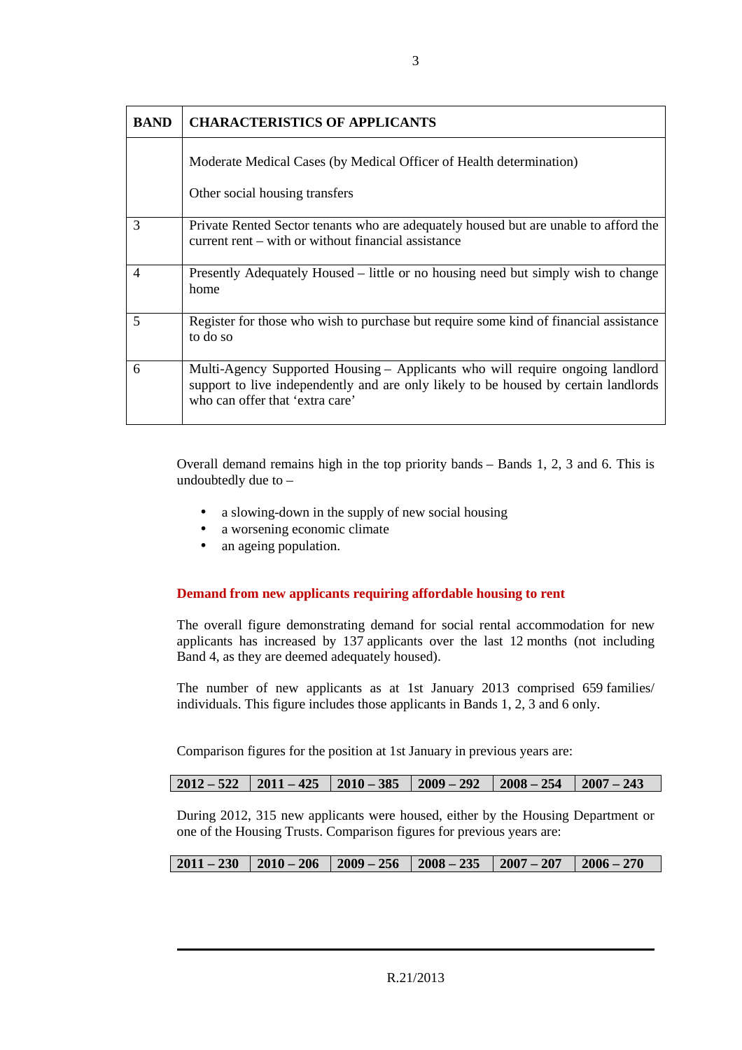| BAND | CHARACTERISTICS OF APPLICANTS |
|---|---|
| | Moderate Medical Cases (by Medical Officer of Health determination)<br><br>Other social housing transfers |
| 3 | Private Rented Sector tenants who are adequately housed but are unable to afford the current rent – with or without financial assistance |
| 4 | Presently Adequately Housed – little or no housing need but simply wish to change home |
| 5 | Register for those who wish to purchase but require some kind of financial assistance to do so |
| 6 | Multi-Agency Supported Housing – Applicants who will require ongoing landlord support to live independently and are only likely to be housed by certain landlords who can offer that 'extra care' |

Overall demand remains high in the top priority bands – Bands 1, 2, 3 and 6. This is undoubtedly due to –

- a slowing-down in the supply of new social housing
- a worsening economic climate
- an ageing population.

### Demand from new applicants requiring affordable housing to rent

The overall figure demonstrating demand for social rental accommodation for new applicants has increased by 137 applicants over the last 12 months (not including Band 4, as they are deemed adequately housed).

The number of new applicants as at 1st January 2013 comprised 659 families/ individuals. This figure includes those applicants in Bands 1, 2, 3 and 6 only.

Comparison figures for the position at 1st January in previous years are:

| **2012 – 522** | **2011 – 425** | **2010 – 385** | **2009 – 292** | **2008 – 254** | **2007 – 243** |
|---|---|---|---|---|---|

During 2012, 315 new applicants were housed, either by the Housing Department or one of the Housing Trusts. Comparison figures for previous years are:

| **2011 – 230** | **2010 – 206** | **2009 – 256** | **2008 – 235** | **2007 – 207** | **2006 – 270** |
|---|---|---|---|---|---|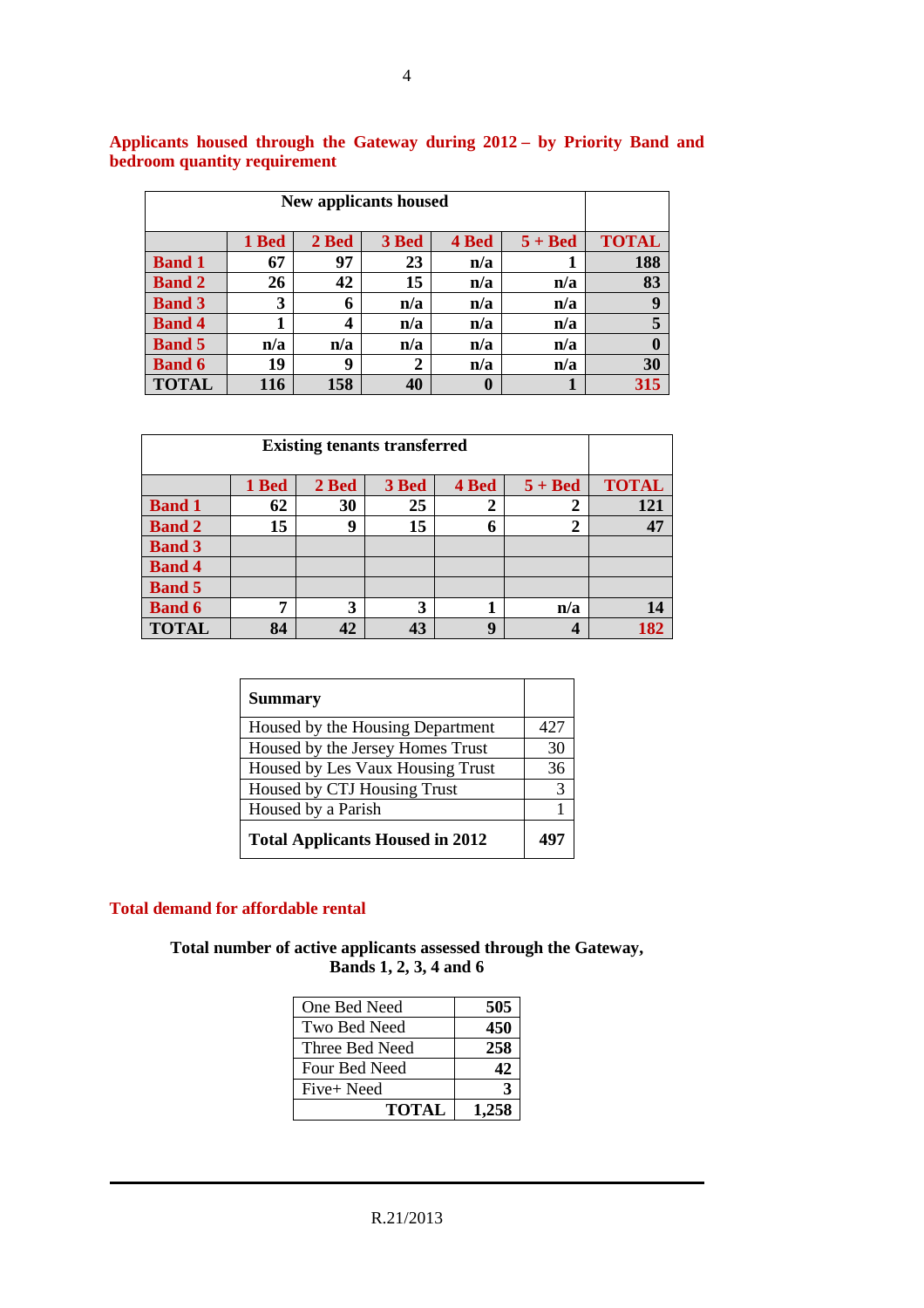## Applicants housed through the Gateway during 2012 – by Priority Band and bedroom quantity requirement

| New applicants housed | | | | | | |
|---|---|---|---|---|---|---|
| | 1 Bed | 2 Bed | 3 Bed | 4 Bed | 5 + Bed | TOTAL |
| Band 1 | 67 | 97 | 23 | n/a | 1 | 188 |
| Band 2 | 26 | 42 | 15 | n/a | n/a | 83 |
| Band 3 | 3 | 6 | n/a | n/a | n/a | 9 |
| Band 4 | 1 | 4 | n/a | n/a | n/a | 5 |
| Band 5 | n/a | n/a | n/a | n/a | n/a | 0 |
| Band 6 | 19 | 9 | 2 | n/a | n/a | 30 |
| TOTAL | 116 | 158 | 40 | 0 | 1 | 315 |

| Existing tenants transferred | | | | | | |
|---|---|---|---|---|---|---|
| | 1 Bed | 2 Bed | 3 Bed | 4 Bed | 5 + Bed | TOTAL |
| Band 1 | 62 | 30 | 25 | 2 | 2 | 121 |
| Band 2 | 15 | 9 | 15 | 6 | 2 | 47 |
| Band 3 | | | | | | |
| Band 4 | | | | | | |
| Band 5 | | | | | | |
| Band 6 | 7 | 3 | 3 | 1 | n/a | 14 |
| TOTAL | 84 | 42 | 43 | 9 | 4 | 182 |

| Summary | |
|---|---|
| Housed by the Housing Department | 427 |
| Housed by the Jersey Homes Trust | 30 |
| Housed by Les Vaux Housing Trust | 36 |
| Housed by CTJ Housing Trust | 3 |
| Housed by a Parish | 1 |
| **Total Applicants Housed in 2012** | **497** |

## Total demand for affordable rental

**Total number of active applicants assessed through the Gateway, Bands 1, 2, 3, 4 and 6**

| | |
|---|---|
| One Bed Need | 505 |
| Two Bed Need | 450 |
| Three Bed Need | 258 |
| Four Bed Need | 42 |
| Five+ Need | 3 |
| TOTAL | 1,258 |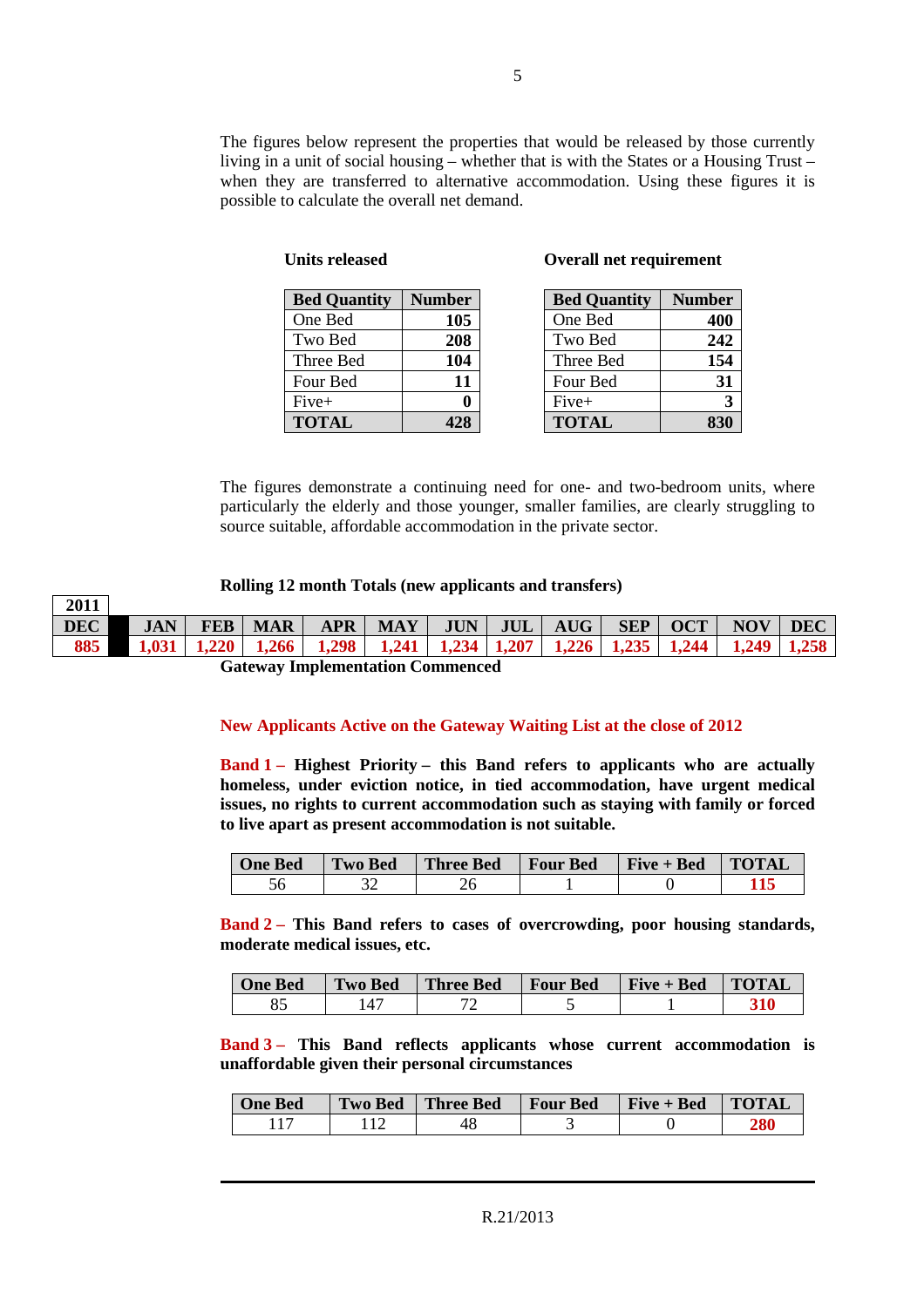The figures below represent the properties that would be released by those currently living in a unit of social housing – whether that is with the States or a Housing Trust – when they are transferred to alternative accommodation. Using these figures it is possible to calculate the overall net demand.

**Units released**

| Bed Quantity | Number |
|---|---|
| One Bed | **105** |
| Two Bed | **208** |
| Three Bed | **104** |
| Four Bed | **11** |
| Five+ | **0** |
| **TOTAL** | **428** |

**Overall net requirement**

| Bed Quantity | Number |
|---|---|
| One Bed | **400** |
| Two Bed | **242** |
| Three Bed | **154** |
| Four Bed | **31** |
| Five+ | **3** |
| **TOTAL** | **830** |

The figures demonstrate a continuing need for one- and two-bedroom units, where particularly the elderly and those younger, smaller families, are clearly struggling to source suitable, affordable accommodation in the private sector.

**Rolling 12 month Totals (new applicants and transfers)**

| 2011 DEC | JAN | FEB | MAR | APR | MAY | JUN | JUL | AUG | SEP | OCT | NOV | DEC |
|---|---|---|---|---|---|---|---|---|---|---|---|---|
| **885** | **1,031** | **1,220** | **1,266** | **1,298** | **1,241** | **1,234** | **1,207** | **1,226** | **1,235** | **1,244** | **1,249** | **1,258** |

**Gateway Implementation Commenced**

**New Applicants Active on the Gateway Waiting List at the close of 2012**

**Band 1 – Highest Priority – this Band refers to applicants who are actually homeless, under eviction notice, in tied accommodation, have urgent medical issues, no rights to current accommodation such as staying with family or forced to live apart as present accommodation is not suitable.**

| One Bed | Two Bed | Three Bed | Four Bed | Five + Bed | TOTAL |
|---|---|---|---|---|---|
| 56 | 32 | 26 | 1 | 0 | **115** |

**Band 2 – This Band refers to cases of overcrowding, poor housing standards, moderate medical issues, etc.**

| One Bed | Two Bed | Three Bed | Four Bed | Five + Bed | TOTAL |
|---|---|---|---|---|---|
| 85 | 147 | 72 | 5 | 1 | **310** |

**Band 3 – This Band reflects applicants whose current accommodation is unaffordable given their personal circumstances**

| One Bed | Two Bed | Three Bed | Four Bed | Five + Bed | TOTAL |
|---|---|---|---|---|---|
| 117 | 112 | 48 | 3 | 0 | **280** |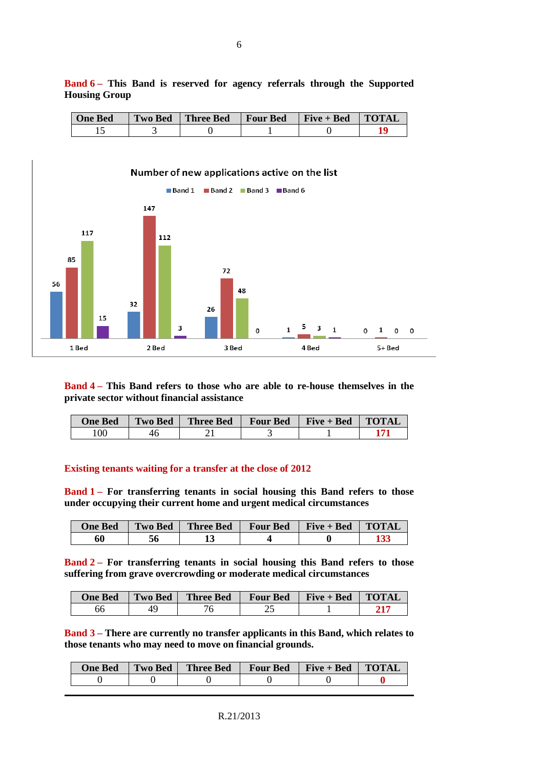**Band 6 –** **This Band is reserved for agency referrals through the Supported Housing Group**

| One Bed | Two Bed | Three Bed | Four Bed | Five + Bed | TOTAL |
|---|---|---|---|---|---|
| 15 | 3 | 0 | 1 | 0 | **19** |

**Number of new applications active on the list**

| | 1 Bed | 2 Bed | 3 Bed | 4 Bed | 5+ Bed |
|---|---|---|---|---|---|
| Band 1 | 56 | 32 | 26 | 1 | 0 |
| Band 2 | 85 | 147 | 72 | 5 | 1 |
| Band 3 | 117 | 112 | 48 | 3 | 0 |
| Band 6 | 15 | 3 | 0 | 1 | 0 |

**Band 4 –** **This Band refers to those who are able to re-house themselves in the private sector without financial assistance**

| One Bed | Two Bed | Three Bed | Four Bed | Five + Bed | TOTAL |
|---|---|---|---|---|---|
| 100 | 46 | 21 | 3 | 1 | **171** |

**Existing tenants waiting for a transfer at the close of 2012**

**Band 1 –** **For transferring tenants in social housing this Band refers to those under occupying their current home and urgent medical circumstances**

| One Bed | Two Bed | Three Bed | Four Bed | Five + Bed | TOTAL |
|---|---|---|---|---|---|
| **60** | **56** | **13** | **4** | **0** | **133** |

**Band 2 –** **For transferring tenants in social housing this Band refers to those suffering from grave overcrowding or moderate medical circumstances**

| One Bed | Two Bed | Three Bed | Four Bed | Five + Bed | TOTAL |
|---|---|---|---|---|---|
| 66 | 49 | 76 | 25 | 1 | **217** |

**Band 3 –** **There are currently no transfer applicants in this Band, which relates to those tenants who may need to move on financial grounds.**

| One Bed | Two Bed | Three Bed | Four Bed | Five + Bed | TOTAL |
|---|---|---|---|---|---|
| 0 | 0 | 0 | 0 | 0 | **0** |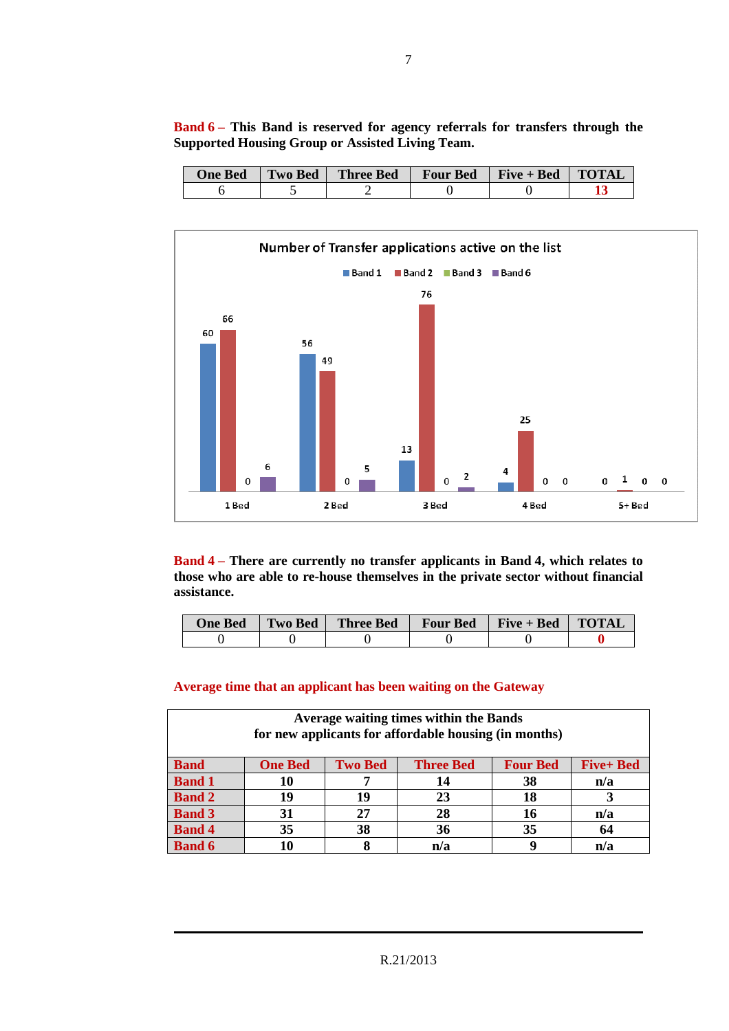**Band 6 –** **This Band is reserved for agency referrals for transfers through the Supported Housing Group or Assisted Living Team.**

| One Bed | Two Bed | Three Bed | Four Bed | Five + Bed | TOTAL |
|---|---|---|---|---|---|
| 6 | 5 | 2 | 0 | 0 | **13** |

**Number of Transfer applications active on the list**

| | Band 1 | Band 2 | Band 3 | Band 6 |
|---|---|---|---|---|
| 1 Bed | 60 | 66 | 0 | 6 |
| 2 Bed | 56 | 49 | 0 | 5 |
| 3 Bed | 13 | 76 | 0 | 2 |
| 4 Bed | 4 | 25 | 0 | 0 |
| 5+ Bed | 0 | 1 | 0 | 0 |

**Band 4 –** **There are currently no transfer applicants in Band 4, which relates to those who are able to re-house themselves in the private sector without financial assistance.**

| One Bed | Two Bed | Three Bed | Four Bed | Five + Bed | TOTAL |
|---|---|---|---|---|---|
| 0 | 0 | 0 | 0 | 0 | **0** |

**Average time that an applicant has been waiting on the Gateway**

| Average waiting times within the Bands for new applicants for affordable housing (in months) | | | | | |
|---|---|---|---|---|---|
| **Band** | **One Bed** | **Two Bed** | **Three Bed** | **Four Bed** | **Five+ Bed** |
| **Band 1** | **10** | **7** | **14** | **38** | **n/a** |
| **Band 2** | **19** | **19** | **23** | **18** | **3** |
| **Band 3** | **31** | **27** | **28** | **16** | **n/a** |
| **Band 4** | **35** | **38** | **36** | **35** | **64** |
| **Band 6** | **10** | **8** | **n/a** | **9** | **n/a** |

R.21/2013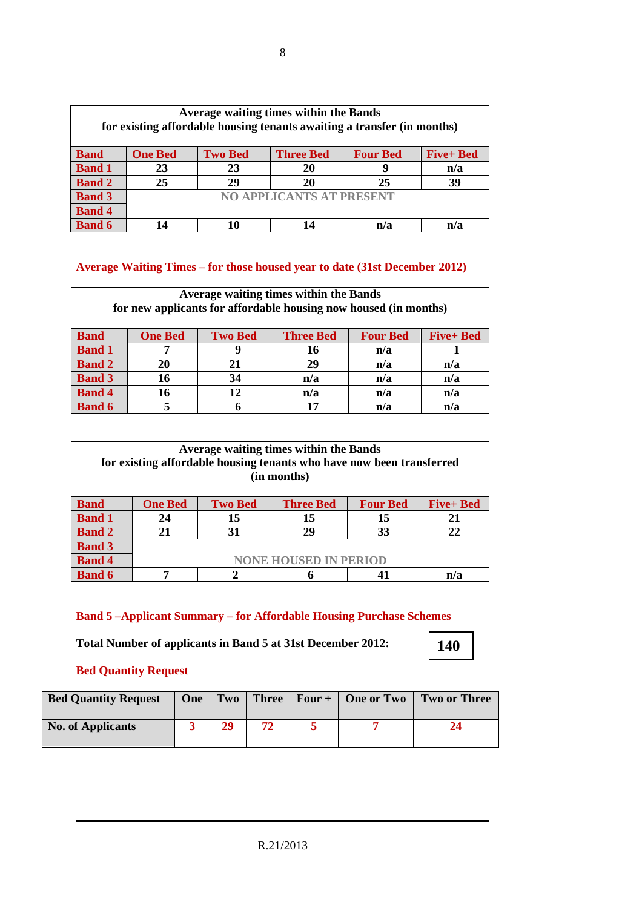| Average waiting times within the Bands for existing affordable housing tenants awaiting a transfer (in months) | | | | | |
|---|---|---|---|---|---|
| **Band** | **One Bed** | **Two Bed** | **Three Bed** | **Four Bed** | **Five+ Bed** |
| **Band 1** | 23 | 23 | 20 | 9 | n/a |
| **Band 2** | 25 | 29 | 20 | 25 | 39 |
| **Band 3** | NO APPLICANTS AT PRESENT | | | | |
| **Band 4** | | | | | |
| **Band 6** | 14 | 10 | 14 | n/a | n/a |

## Average Waiting Times – for those housed year to date (31st December 2012)

| Average waiting times within the Bands for new applicants for affordable housing now housed (in months) | | | | | |
|---|---|---|---|---|---|
| **Band** | **One Bed** | **Two Bed** | **Three Bed** | **Four Bed** | **Five+ Bed** |
| **Band 1** | 7 | 9 | 16 | n/a | 1 |
| **Band 2** | 20 | 21 | 29 | n/a | n/a |
| **Band 3** | 16 | 34 | n/a | n/a | n/a |
| **Band 4** | 16 | 12 | n/a | n/a | n/a |
| **Band 6** | 5 | 6 | 17 | n/a | n/a |

| Average waiting times within the Bands for existing affordable housing tenants who have now been transferred (in months) | | | | | |
|---|---|---|---|---|---|
| **Band** | **One Bed** | **Two Bed** | **Three Bed** | **Four Bed** | **Five+ Bed** |
| **Band 1** | 24 | 15 | 15 | 15 | 21 |
| **Band 2** | 21 | 31 | 29 | 33 | 22 |
| **Band 3** | NONE HOUSED IN PERIOD | | | | |
| **Band 4** | | | | | |
| **Band 6** | 7 | 2 | 6 | 41 | n/a |

## Band 5 –Applicant Summary – for Affordable Housing Purchase Schemes

**Total Number of applicants in Band 5 at 31st December 2012:** **140**

### Bed Quantity Request

| Bed Quantity Request | One | Two | Three | Four + | One or Two | Two or Three |
|---|---|---|---|---|---|---|
| No. of Applicants | 3 | 29 | 72 | 5 | 7 | 24 |

R.21/2013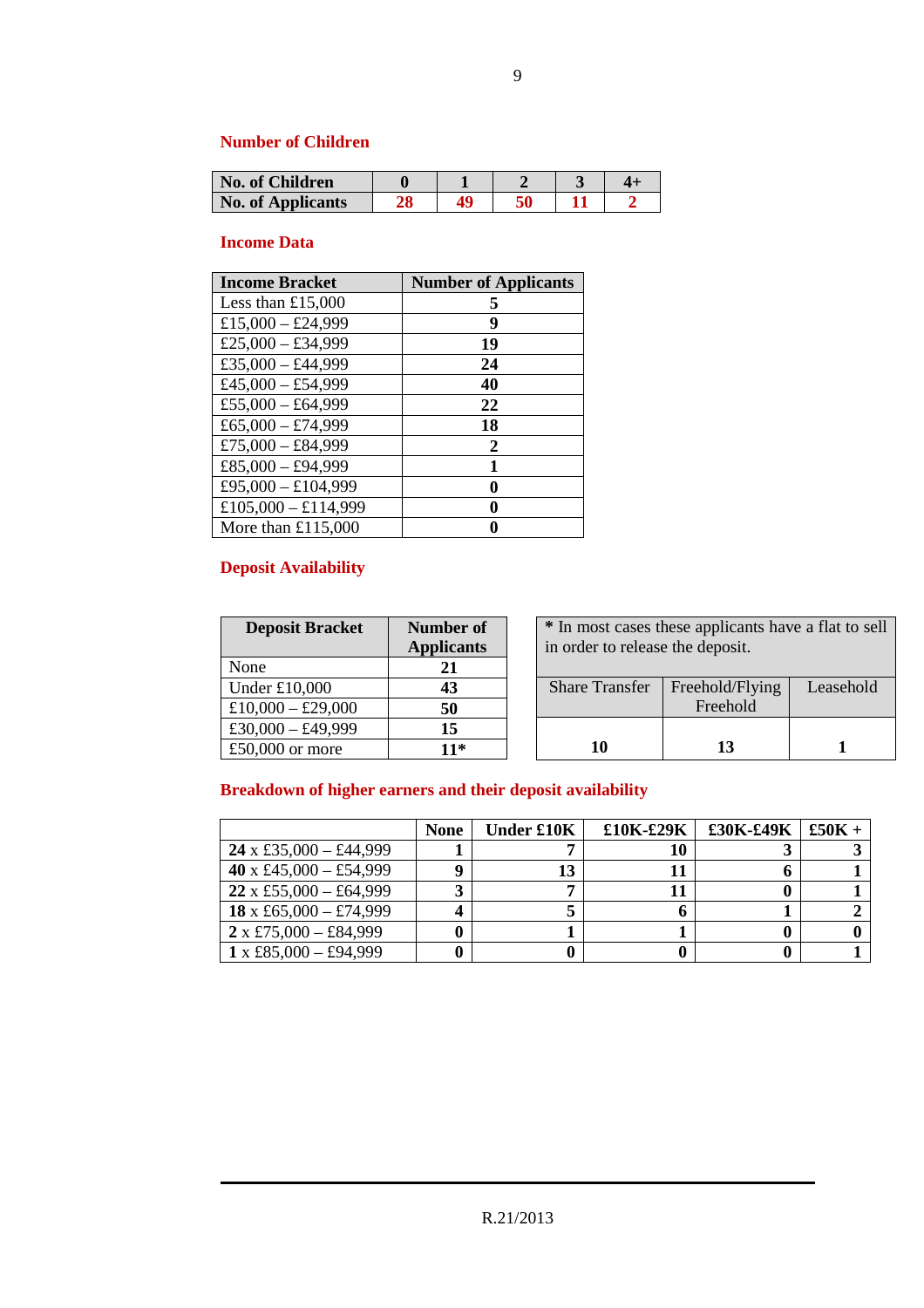### Number of Children

| No. of Children | 0 | 1 | 2 | 3 | 4+ |
|---|---|---|---|---|---|
| No. of Applicants | 28 | 49 | 50 | 11 | 2 |

### Income Data

| Income Bracket | Number of Applicants |
|---|---|
| Less than £15,000 | 5 |
| £15,000 – £24,999 | 9 |
| £25,000 – £34,999 | 19 |
| £35,000 – £44,999 | 24 |
| £45,000 – £54,999 | 40 |
| £55,000 – £64,999 | 22 |
| £65,000 – £74,999 | 18 |
| £75,000 – £84,999 | 2 |
| £85,000 – £94,999 | 1 |
| £95,000 – £104,999 | 0 |
| £105,000 – £114,999 | 0 |
| More than £115,000 | 0 |

### Deposit Availability

| Deposit Bracket | Number of Applicants |
|---|---|
| None | 21 |
| Under £10,000 | 43 |
| £10,000 – £29,000 | 50 |
| £30,000 – £49,999 | 15 |
| £50,000 or more | 11* |

\* In most cases these applicants have a flat to sell in order to release the deposit.

| Share Transfer | Freehold/Flying Freehold | Leasehold |
|---|---|---|
| 10 | 13 | 1 |

### Breakdown of higher earners and their deposit availability

| | None | Under £10K | £10K-£29K | £30K-£49K | £50K + |
|---|---|---|---|---|---|
| **24** x £35,000 – £44,999 | 1 | 7 | 10 | 3 | 3 |
| **40** x £45,000 – £54,999 | 9 | 13 | 11 | 6 | 1 |
| **22** x £55,000 – £64,999 | 3 | 7 | 11 | 0 | 1 |
| **18** x £65,000 – £74,999 | 4 | 5 | 6 | 1 | 2 |
| **2** x £75,000 – £84,999 | 0 | 1 | 1 | 0 | 0 |
| **1** x £85,000 – £94,999 | 0 | 0 | 0 | 0 | 1 |

R.21/2013